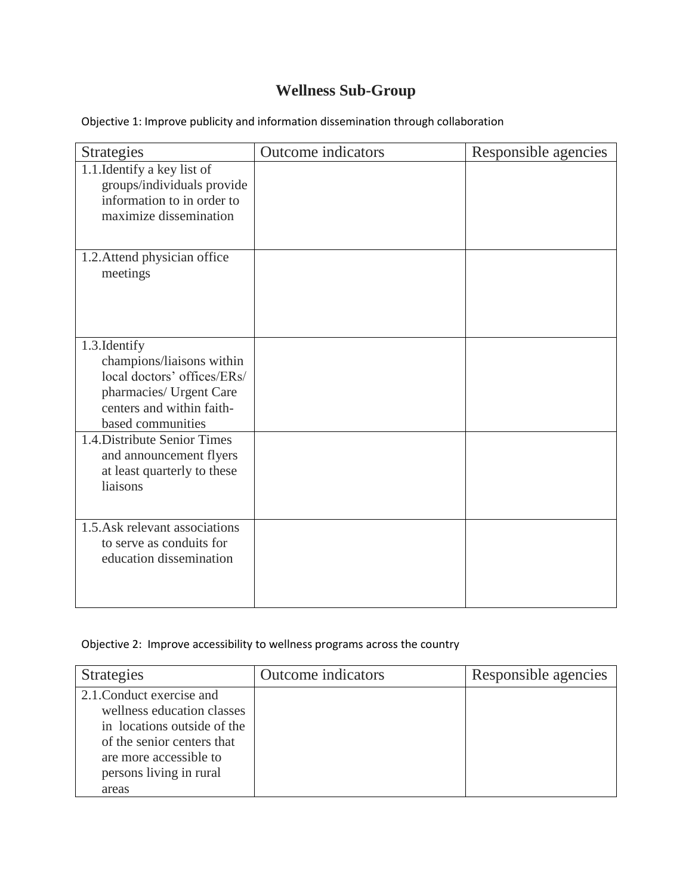# Wellness Sub-Group

Objective 1: Improve publicity and information dissemination through collaboration

| Strategies | Outcome indicators | Responsible agencies |
|---|---|---|
| 1.1. Identify a key list of groups/individuals provide information to in order to maximize dissemination | | |
| 1.2. Attend physician office meetings | | |
| 1.3. Identify champions/liaisons within local doctors' offices/ERs/ pharmacies/ Urgent Care centers and within faith-based communities | | |
| 1.4. Distribute Senior Times and announcement flyers at least quarterly to these liaisons | | |
| 1.5. Ask relevant associations to serve as conduits for education dissemination | | |

Objective 2: Improve accessibility to wellness programs across the country

| Strategies | Outcome indicators | Responsible agencies |
|---|---|---|
| 2.1. Conduct exercise and wellness education classes in locations outside of the of the senior centers that are more accessible to persons living in rural areas | | |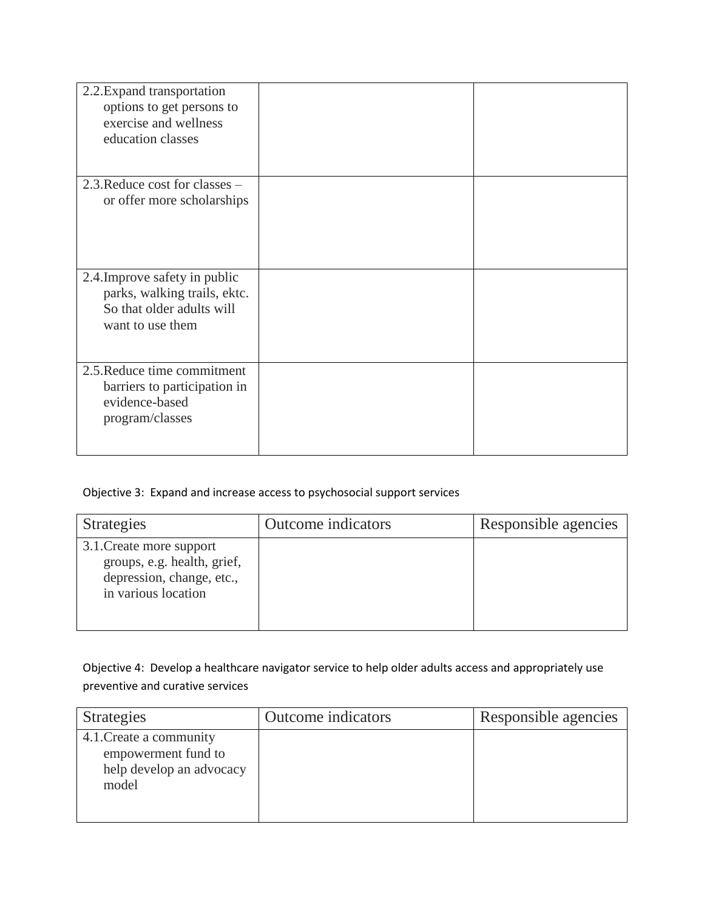| | | |
|---|---|---|
| 2.2. Expand transportation options to get persons to exercise and wellness education classes | | |
| 2.3. Reduce cost for classes – or offer more scholarships | | |
| 2.4. Improve safety in public parks, walking trails, ektc. So that older adults will want to use them | | |
| 2.5. Reduce time commitment barriers to participation in evidence-based program/classes | | |

Objective 3: Expand and increase access to psychosocial support services

| Strategies | Outcome indicators | Responsible agencies |
|---|---|---|
| 3.1. Create more support groups, e.g. health, grief, depression, change, etc., in various location | | |

Objective 4: Develop a healthcare navigator service to help older adults access and appropriately use preventive and curative services

| Strategies | Outcome indicators | Responsible agencies |
|---|---|---|
| 4.1. Create a community empowerment fund to help develop an advocacy model | | |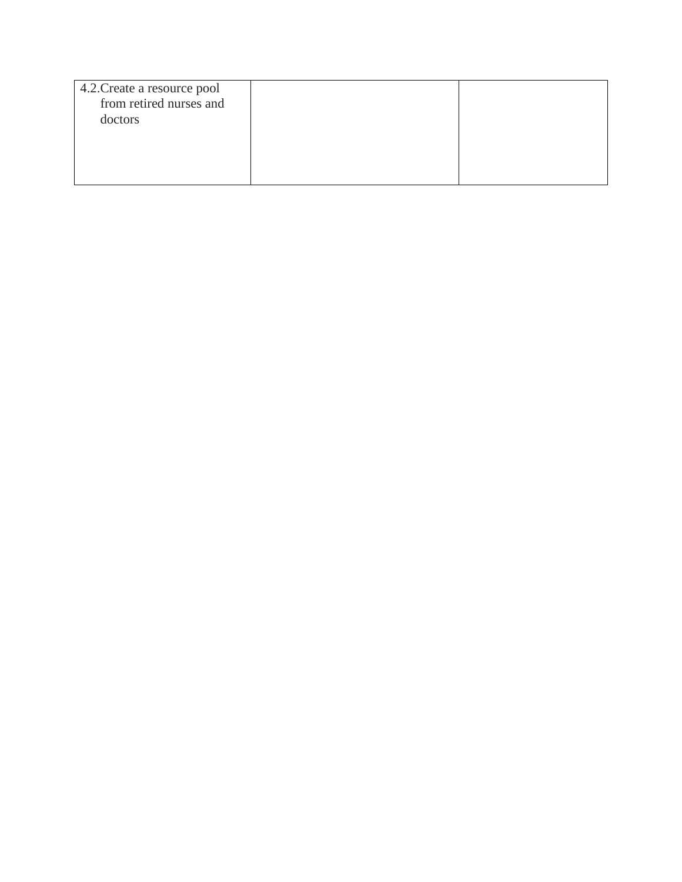| | | |
|---|---|---|
| 4.2. Create a resource pool from retired nurses and doctors | | |